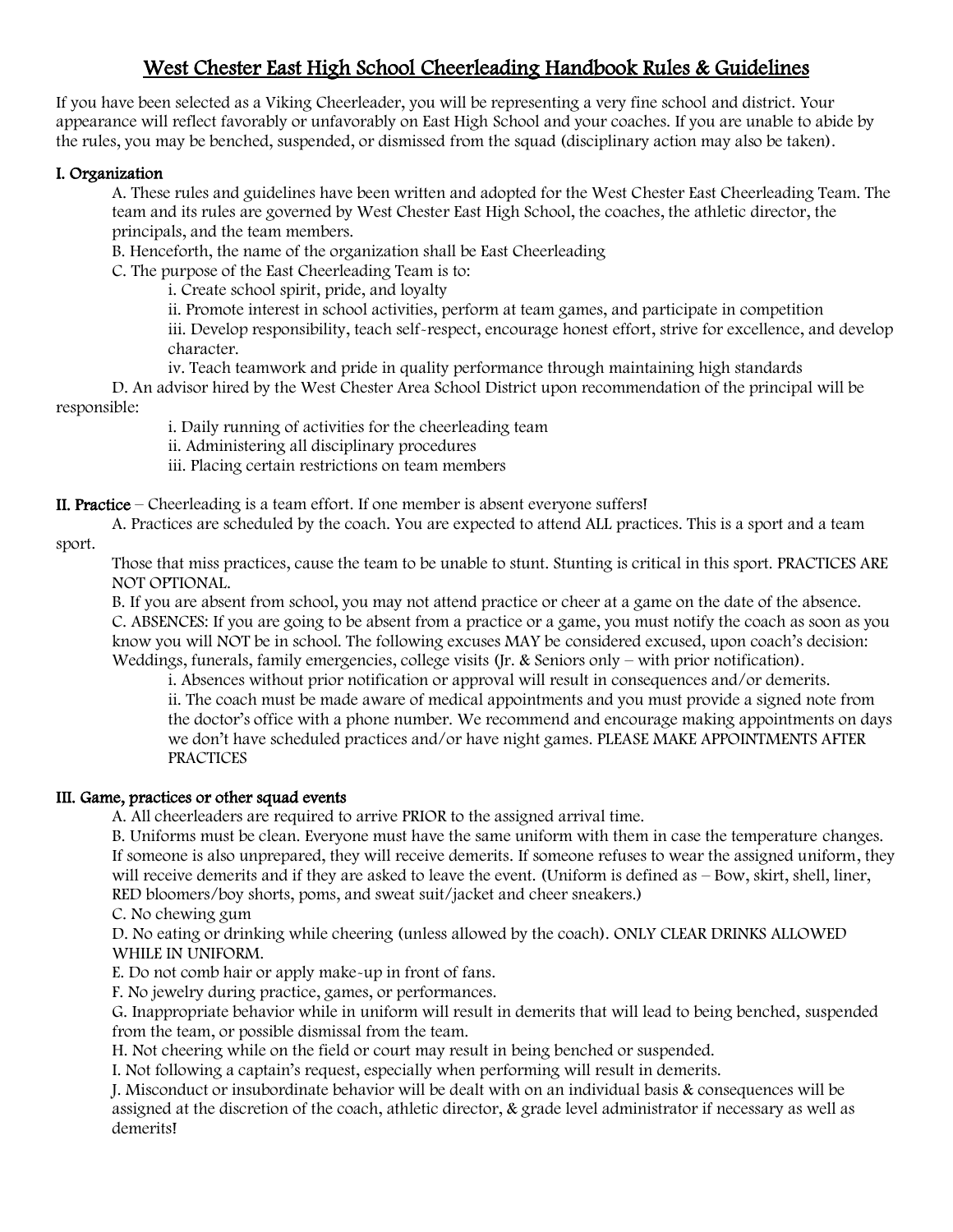# West Chester East High School Cheerleading Handbook Rules & Guidelines

If you have been selected as a Viking Cheerleader, you will be representing a very fine school and district. Your appearance will reflect favorably or unfavorably on East High School and your coaches. If you are unable to abide by the rules, you may be benched, suspended, or dismissed from the squad (disciplinary action may also be taken).

## I. Organization

A. These rules and guidelines have been written and adopted for the West Chester East Cheerleading Team. The team and its rules are governed by West Chester East High School, the coaches, the athletic director, the principals, and the team members.

B. Henceforth, the name of the organization shall be East Cheerleading

C. The purpose of the East Cheerleading Team is to:

- i. Create school spirit, pride, and loyalty
- ii. Promote interest in school activities, perform at team games, and participate in competition
- iii. Develop responsibility, teach self-respect, encourage honest effort, strive for excellence, and develop character.
- iv. Teach teamwork and pride in quality performance through maintaining high standards

D. An advisor hired by the West Chester Area School District upon recommendation of the principal will be responsible:

- i. Daily running of activities for the cheerleading team
- ii. Administering all disciplinary procedures
- iii. Placing certain restrictions on team members

## II. Practice – Cheerleading is a team effort. If one member is absent everyone suffers!

A. Practices are scheduled by the coach. You are expected to attend ALL practices. This is a sport and a team sport.

Those that miss practices, cause the team to be unable to stunt. Stunting is critical in this sport. PRACTICES ARE NOT OPTIONAL.

B. If you are absent from school, you may not attend practice or cheer at a game on the date of the absence.

C. ABSENCES: If you are going to be absent from a practice or a game, you must notify the coach as soon as you know you will NOT be in school. The following excuses MAY be considered excused, upon coach's decision: Weddings, funerals, family emergencies, college visits (Jr. & Seniors only – with prior notification).

- i. Absences without prior notification or approval will result in consequences and/or demerits.
- ii. The coach must be made aware of medical appointments and you must provide a signed note from the doctor's office with a phone number. We recommend and encourage making appointments on days we don't have scheduled practices and/or have night games. PLEASE MAKE APPOINTMENTS AFTER PRACTICES

## III. Game, practices or other squad events

A. All cheerleaders are required to arrive PRIOR to the assigned arrival time.

B. Uniforms must be clean. Everyone must have the same uniform with them in case the temperature changes. If someone is also unprepared, they will receive demerits. If someone refuses to wear the assigned uniform, they will receive demerits and if they are asked to leave the event. (Uniform is defined as – Bow, skirt, shell, liner, RED bloomers/boy shorts, poms, and sweat suit/jacket and cheer sneakers.)

C. No chewing gum

D. No eating or drinking while cheering (unless allowed by the coach). ONLY CLEAR DRINKS ALLOWED WHILE IN UNIFORM.

E. Do not comb hair or apply make-up in front of fans.

F. No jewelry during practice, games, or performances.

G. Inappropriate behavior while in uniform will result in demerits that will lead to being benched, suspended from the team, or possible dismissal from the team.

H. Not cheering while on the field or court may result in being benched or suspended.

I. Not following a captain's request, especially when performing will result in demerits.

J. Misconduct or insubordinate behavior will be dealt with on an individual basis & consequences will be assigned at the discretion of the coach, athletic director, & grade level administrator if necessary as well as demerits!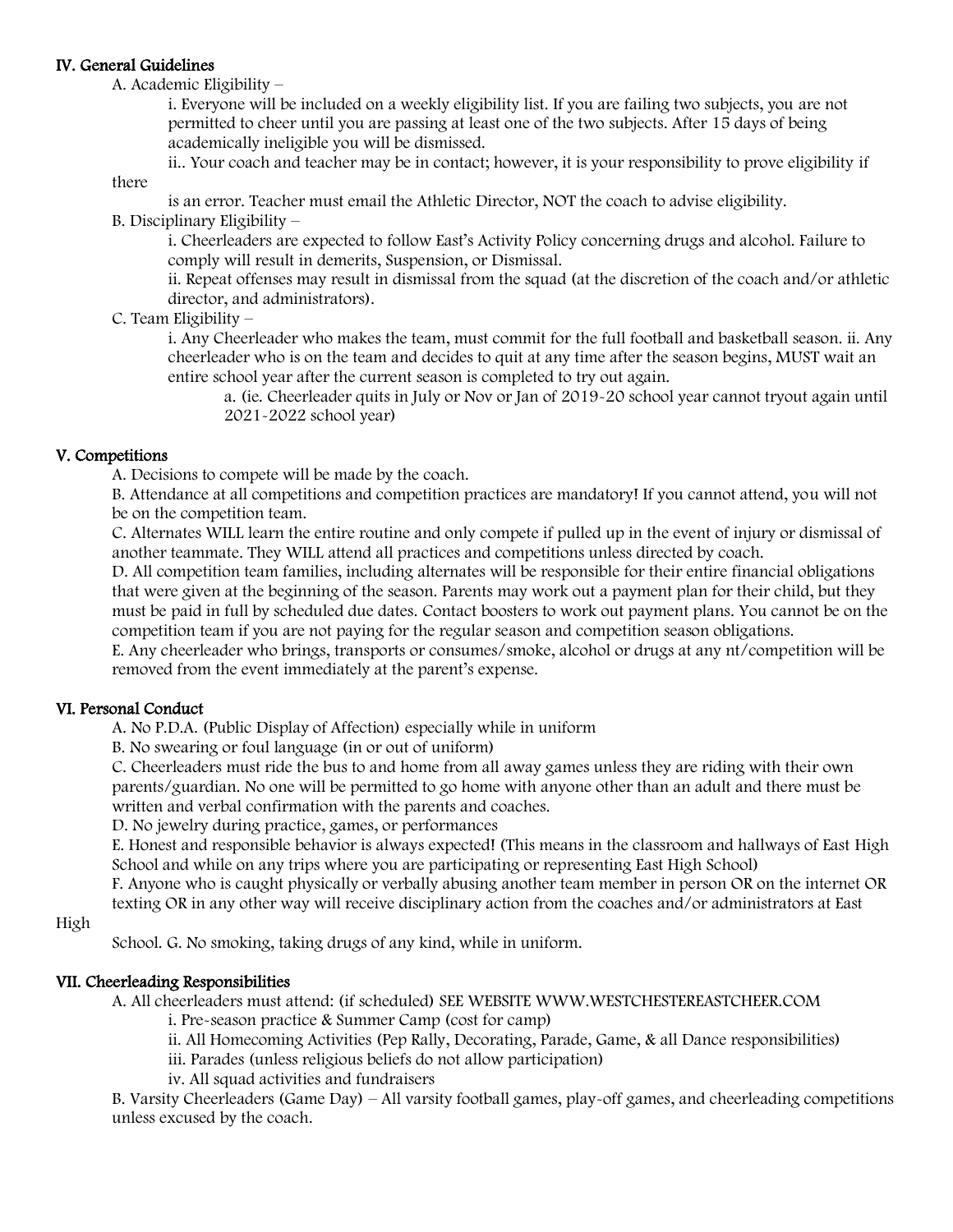### IV. General Guidelines

A. Academic Eligibility –

i. Everyone will be included on a weekly eligibility list. If you are failing two subjects, you are not permitted to cheer until you are passing at least one of the two subjects. After 15 days of being academically ineligible you will be dismissed.

ii.. Your coach and teacher may be in contact; however, it is your responsibility to prove eligibility if there is an error. Teacher must email the Athletic Director, NOT the coach to advise eligibility.

B. Disciplinary Eligibility –

i. Cheerleaders are expected to follow East's Activity Policy concerning drugs and alcohol. Failure to comply will result in demerits, Suspension, or Dismissal.

ii. Repeat offenses may result in dismissal from the squad (at the discretion of the coach and/or athletic director, and administrators).

C. Team Eligibility –

i. Any Cheerleader who makes the team, must commit for the full football and basketball season. ii. Any cheerleader who is on the team and decides to quit at any time after the season begins, MUST wait an entire school year after the current season is completed to try out again.

a. (ie. Cheerleader quits in July or Nov or Jan of 2019-20 school year cannot tryout again until 2021-2022 school year)

### V. Competitions

A. Decisions to compete will be made by the coach.

B. Attendance at all competitions and competition practices are mandatory! If you cannot attend, you will not be on the competition team.

C. Alternates WILL learn the entire routine and only compete if pulled up in the event of injury or dismissal of another teammate. They WILL attend all practices and competitions unless directed by coach.

D. All competition team families, including alternates will be responsible for their entire financial obligations that were given at the beginning of the season. Parents may work out a payment plan for their child, but they must be paid in full by scheduled due dates. Contact boosters to work out payment plans. You cannot be on the competition team if you are not paying for the regular season and competition season obligations.

E. Any cheerleader who brings, transports or consumes/smoke, alcohol or drugs at any nt/competition will be removed from the event immediately at the parent's expense.

### VI. Personal Conduct

A. No P.D.A. (Public Display of Affection) especially while in uniform

B. No swearing or foul language (in or out of uniform)

C. Cheerleaders must ride the bus to and home from all away games unless they are riding with their own parents/guardian. No one will be permitted to go home with anyone other than an adult and there must be written and verbal confirmation with the parents and coaches.

D. No jewelry during practice, games, or performances

E. Honest and responsible behavior is always expected! (This means in the classroom and hallways of East High School and while on any trips where you are participating or representing East High School)

F. Anyone who is caught physically or verbally abusing another team member in person OR on the internet OR texting OR in any other way will receive disciplinary action from the coaches and/or administrators at East High School. G. No smoking, taking drugs of any kind, while in uniform.

### VII. Cheerleading Responsibilities

A. All cheerleaders must attend: (if scheduled) SEE WEBSITE WWW.WESTCHESTEREASTCHEER.COM

i. Pre-season practice & Summer Camp (cost for camp)

ii. All Homecoming Activities (Pep Rally, Decorating, Parade, Game, & all Dance responsibilities)

iii. Parades (unless religious beliefs do not allow participation)

iv. All squad activities and fundraisers

B. Varsity Cheerleaders (Game Day) – All varsity football games, play-off games, and cheerleading competitions unless excused by the coach.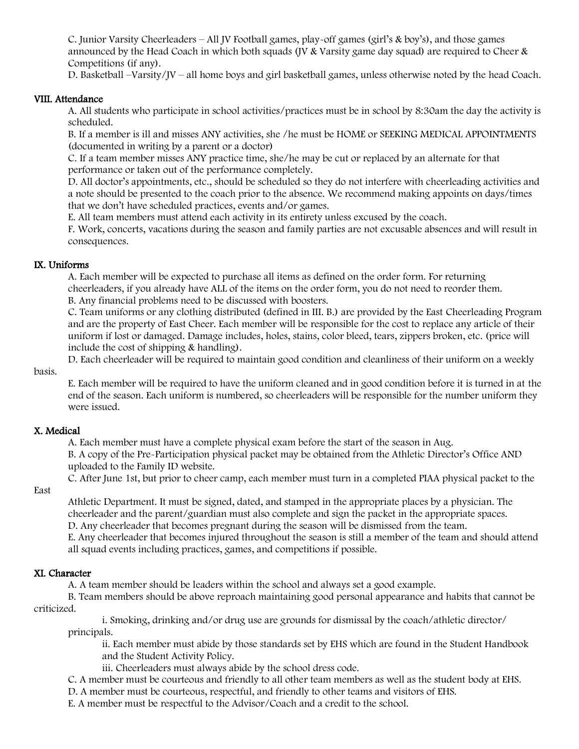C. Junior Varsity Cheerleaders – All JV Football games, play-off games (girl's & boy's), and those games announced by the Head Coach in which both squads (JV & Varsity game day squad) are required to Cheer & Competitions (if any).

D. Basketball –Varsity/JV – all home boys and girl basketball games, unless otherwise noted by the head Coach.

### VIII. Attendance

A. All students who participate in school activities/practices must be in school by 8:30am the day the activity is scheduled.

B. If a member is ill and misses ANY activities, she /he must be HOME or SEEKING MEDICAL APPOINTMENTS (documented in writing by a parent or a doctor)

C. If a team member misses ANY practice time, she/he may be cut or replaced by an alternate for that performance or taken out of the performance completely.

D. All doctor's appointments, etc., should be scheduled so they do not interfere with cheerleading activities and a note should be presented to the coach prior to the absence. We recommend making appoints on days/times that we don't have scheduled practices, events and/or games.

E. All team members must attend each activity in its entirety unless excused by the coach.

F. Work, concerts, vacations during the season and family parties are not excusable absences and will result in consequences.

### IX. Uniforms

A. Each member will be expected to purchase all items as defined on the order form. For returning cheerleaders, if you already have ALL of the items on the order form, you do not need to reorder them.

B. Any financial problems need to be discussed with boosters.

C. Team uniforms or any clothing distributed (defined in III. B.) are provided by the East Cheerleading Program and are the property of East Cheer. Each member will be responsible for the cost to replace any article of their uniform if lost or damaged. Damage includes, holes, stains, color bleed, tears, zippers broken, etc. (price will include the cost of shipping & handling).

D. Each cheerleader will be required to maintain good condition and cleanliness of their uniform on a weekly basis.

E. Each member will be required to have the uniform cleaned and in good condition before it is turned in at the end of the season. Each uniform is numbered, so cheerleaders will be responsible for the number uniform they were issued.

### X. Medical

A. Each member must have a complete physical exam before the start of the season in Aug.

B. A copy of the Pre-Participation physical packet may be obtained from the Athletic Director's Office AND uploaded to the Family ID website.

C. After June 1st, but prior to cheer camp, each member must turn in a completed PIAA physical packet to the East Athletic Department. It must be signed, dated, and stamped in the appropriate places by a physician. The cheerleader and the parent/guardian must also complete and sign the packet in the appropriate spaces.

D. Any cheerleader that becomes pregnant during the season will be dismissed from the team.

E. Any cheerleader that becomes injured throughout the season is still a member of the team and should attend all squad events including practices, games, and competitions if possible.

### XI. Character

A. A team member should be leaders within the school and always set a good example.

B. Team members should be above reproach maintaining good personal appearance and habits that cannot be criticized.

i. Smoking, drinking and/or drug use are grounds for dismissal by the coach/athletic director/ principals.

ii. Each member must abide by those standards set by EHS which are found in the Student Handbook and the Student Activity Policy.

iii. Cheerleaders must always abide by the school dress code.

C. A member must be courteous and friendly to all other team members as well as the student body at EHS.

D. A member must be courteous, respectful, and friendly to other teams and visitors of EHS.

E. A member must be respectful to the Advisor/Coach and a credit to the school.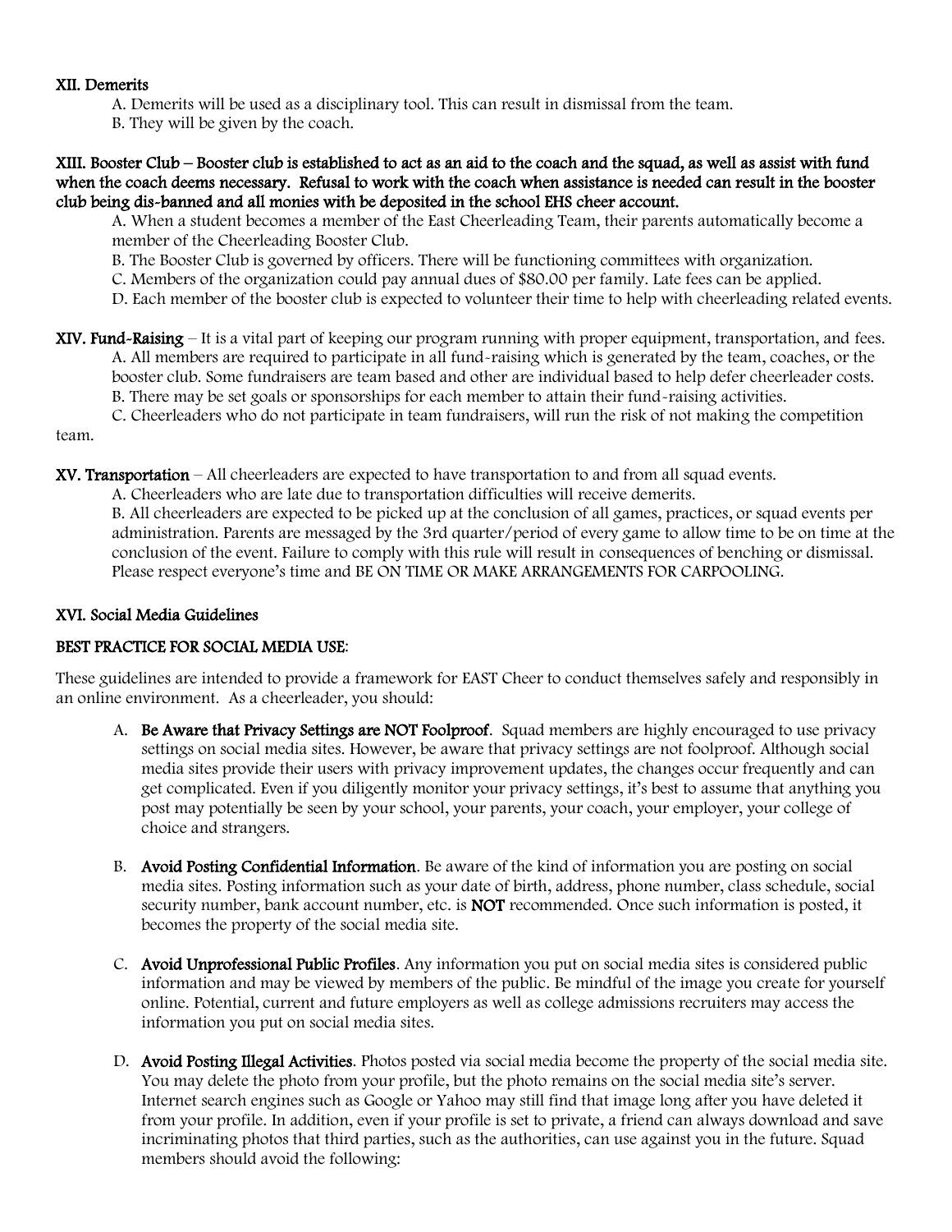**XII. Demerits**

A. Demerits will be used as a disciplinary tool. This can result in dismissal from the team.

B. They will be given by the coach.

**XIII. Booster Club – Booster club is established to act as an aid to the coach and the squad, as well as assist with fund when the coach deems necessary. Refusal to work with the coach when assistance is needed can result in the booster club being dis-banned and all monies with be deposited in the school EHS cheer account.**

A. When a student becomes a member of the East Cheerleading Team, their parents automatically become a member of the Cheerleading Booster Club.

B. The Booster Club is governed by officers. There will be functioning committees with organization.

C. Members of the organization could pay annual dues of $80.00 per family. Late fees can be applied.

D. Each member of the booster club is expected to volunteer their time to help with cheerleading related events.

**XIV. Fund-Raising** – It is a vital part of keeping our program running with proper equipment, transportation, and fees.

A. All members are required to participate in all fund-raising which is generated by the team, coaches, or the booster club. Some fundraisers are team based and other are individual based to help defer cheerleader costs.

B. There may be set goals or sponsorships for each member to attain their fund-raising activities.

C. Cheerleaders who do not participate in team fundraisers, will run the risk of not making the competition team.

**XV. Transportation** – All cheerleaders are expected to have transportation to and from all squad events.

A. Cheerleaders who are late due to transportation difficulties will receive demerits.

B. All cheerleaders are expected to be picked up at the conclusion of all games, practices, or squad events per administration. Parents are messaged by the 3rd quarter/period of every game to allow time to be on time at the conclusion of the event. Failure to comply with this rule will result in consequences of benching or dismissal. Please respect everyone's time and BE ON TIME OR MAKE ARRANGEMENTS FOR CARPOOLING.

**XVI. Social Media Guidelines**

**BEST PRACTICE FOR SOCIAL MEDIA USE:**

These guidelines are intended to provide a framework for EAST Cheer to conduct themselves safely and responsibly in an online environment. As a cheerleader, you should:

A. **Be Aware that Privacy Settings are NOT Foolproof**. Squad members are highly encouraged to use privacy settings on social media sites. However, be aware that privacy settings are not foolproof. Although social media sites provide their users with privacy improvement updates, the changes occur frequently and can get complicated. Even if you diligently monitor your privacy settings, it's best to assume that anything you post may potentially be seen by your school, your parents, your coach, your employer, your college of choice and strangers.

B. **Avoid Posting Confidential Information**. Be aware of the kind of information you are posting on social media sites. Posting information such as your date of birth, address, phone number, class schedule, social security number, bank account number, etc. is **NOT** recommended. Once such information is posted, it becomes the property of the social media site.

C. **Avoid Unprofessional Public Profiles**. Any information you put on social media sites is considered public information and may be viewed by members of the public. Be mindful of the image you create for yourself online. Potential, current and future employers as well as college admissions recruiters may access the information you put on social media sites.

D. **Avoid Posting Illegal Activities**. Photos posted via social media become the property of the social media site. You may delete the photo from your profile, but the photo remains on the social media site's server. Internet search engines such as Google or Yahoo may still find that image long after you have deleted it from your profile. In addition, even if your profile is set to private, a friend can always download and save incriminating photos that third parties, such as the authorities, can use against you in the future. Squad members should avoid the following: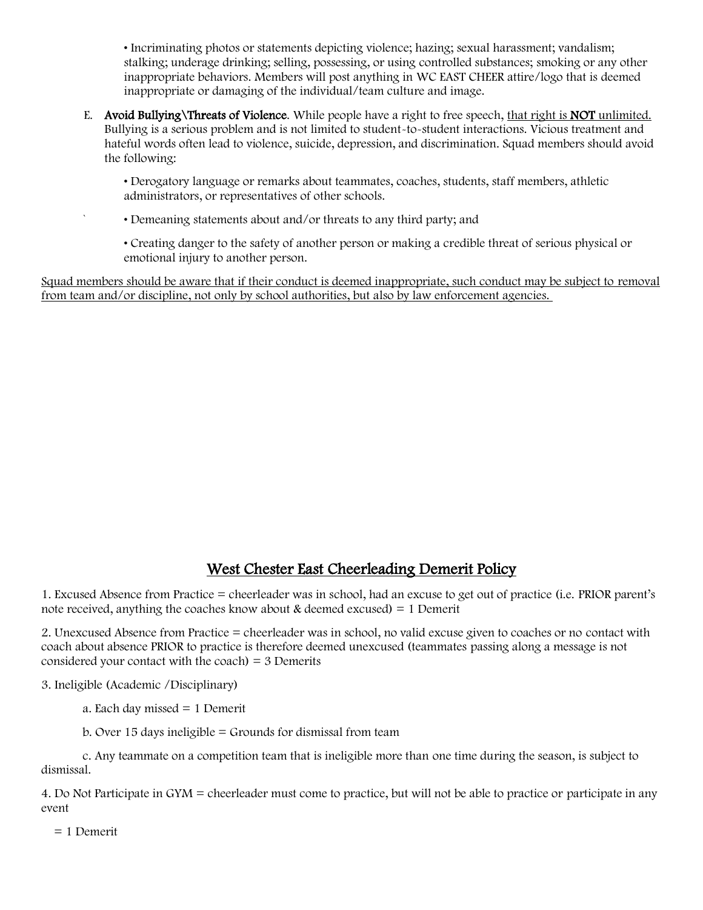• Incriminating photos or statements depicting violence; hazing; sexual harassment; vandalism; stalking; underage drinking; selling, possessing, or using controlled substances; smoking or any other inappropriate behaviors. Members will post anything in WC EAST CHEER attire/logo that is deemed inappropriate or damaging of the individual/team culture and image.

E. **Avoid Bullying\Threats of Violence**. While people have a right to free speech, that right is **NOT** unlimited. Bullying is a serious problem and is not limited to student-to-student interactions. Vicious treatment and hateful words often lead to violence, suicide, depression, and discrimination. Squad members should avoid the following:

• Derogatory language or remarks about teammates, coaches, students, staff members, athletic administrators, or representatives of other schools.

• Demeaning statements about and/or threats to any third party; and

• Creating danger to the safety of another person or making a credible threat of serious physical or emotional injury to another person.

Squad members should be aware that if their conduct is deemed inappropriate, such conduct may be subject to removal from team and/or discipline, not only by school authorities, but also by law enforcement agencies.

## West Chester East Cheerleading Demerit Policy

1. Excused Absence from Practice = cheerleader was in school, had an excuse to get out of practice (i.e. PRIOR parent's note received, anything the coaches know about & deemed excused) = 1 Demerit

2. Unexcused Absence from Practice = cheerleader was in school, no valid excuse given to coaches or no contact with coach about absence PRIOR to practice is therefore deemed unexcused (teammates passing along a message is not considered your contact with the coach) = 3 Demerits

3. Ineligible (Academic /Disciplinary)

   a. Each day missed = 1 Demerit

   b. Over 15 days ineligible = Grounds for dismissal from team

   c. Any teammate on a competition team that is ineligible more than one time during the season, is subject to dismissal.

4. Do Not Participate in GYM = cheerleader must come to practice, but will not be able to practice or participate in any event

   = 1 Demerit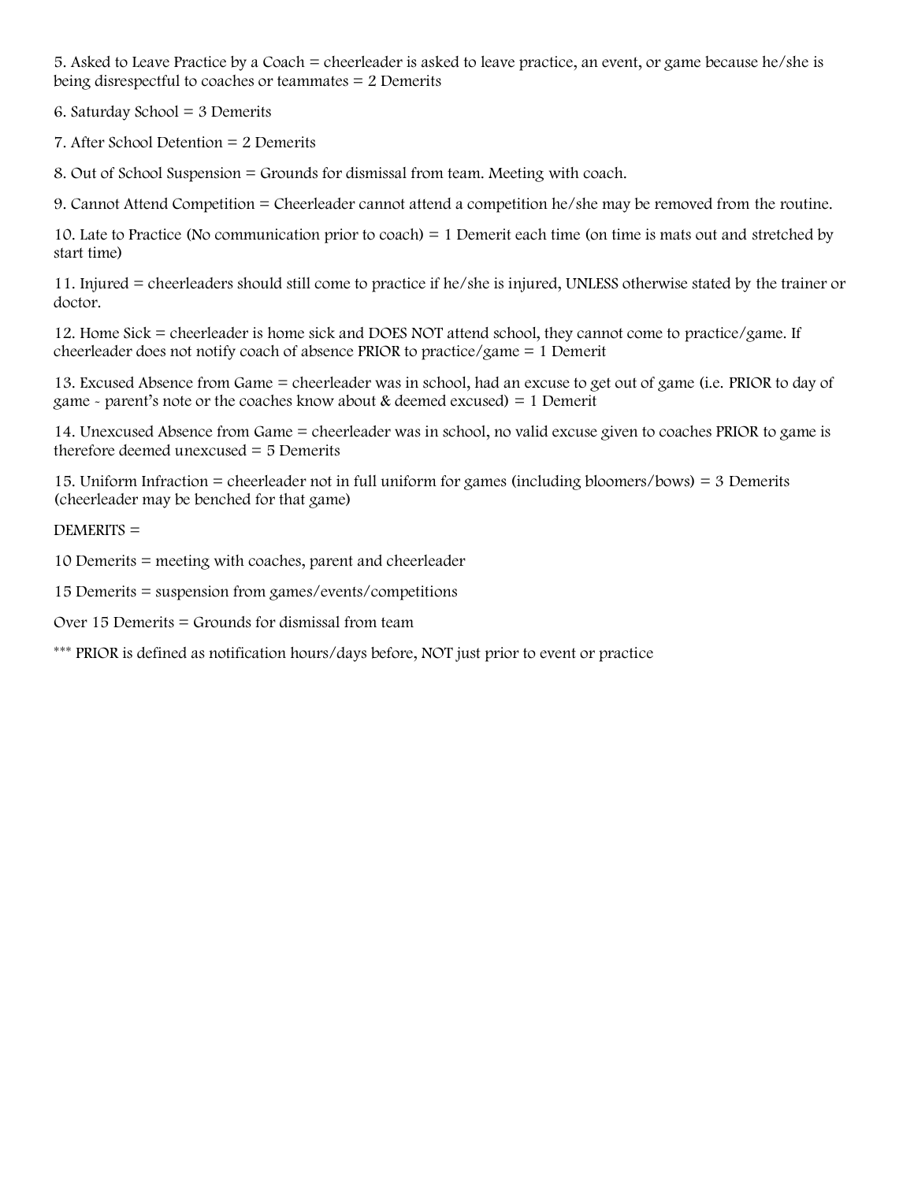5. Asked to Leave Practice by a Coach = cheerleader is asked to leave practice, an event, or game because he/she is being disrespectful to coaches or teammates = 2 Demerits

6. Saturday School = 3 Demerits

7. After School Detention = 2 Demerits

8. Out of School Suspension = Grounds for dismissal from team. Meeting with coach.

9. Cannot Attend Competition = Cheerleader cannot attend a competition he/she may be removed from the routine.

10. Late to Practice (No communication prior to coach) = 1 Demerit each time (on time is mats out and stretched by start time)

11. Injured = cheerleaders should still come to practice if he/she is injured, UNLESS otherwise stated by the trainer or doctor.

12. Home Sick = cheerleader is home sick and DOES NOT attend school, they cannot come to practice/game. If cheerleader does not notify coach of absence PRIOR to practice/game = 1 Demerit

13. Excused Absence from Game = cheerleader was in school, had an excuse to get out of game (i.e. PRIOR to day of game - parent's note or the coaches know about & deemed excused) = 1 Demerit

14. Unexcused Absence from Game = cheerleader was in school, no valid excuse given to coaches PRIOR to game is therefore deemed unexcused = 5 Demerits

15. Uniform Infraction = cheerleader not in full uniform for games (including bloomers/bows) = 3 Demerits (cheerleader may be benched for that game)

DEMERITS =

10 Demerits = meeting with coaches, parent and cheerleader

15 Demerits = suspension from games/events/competitions

Over 15 Demerits = Grounds for dismissal from team

*** PRIOR is defined as notification hours/days before, NOT just prior to event or practice